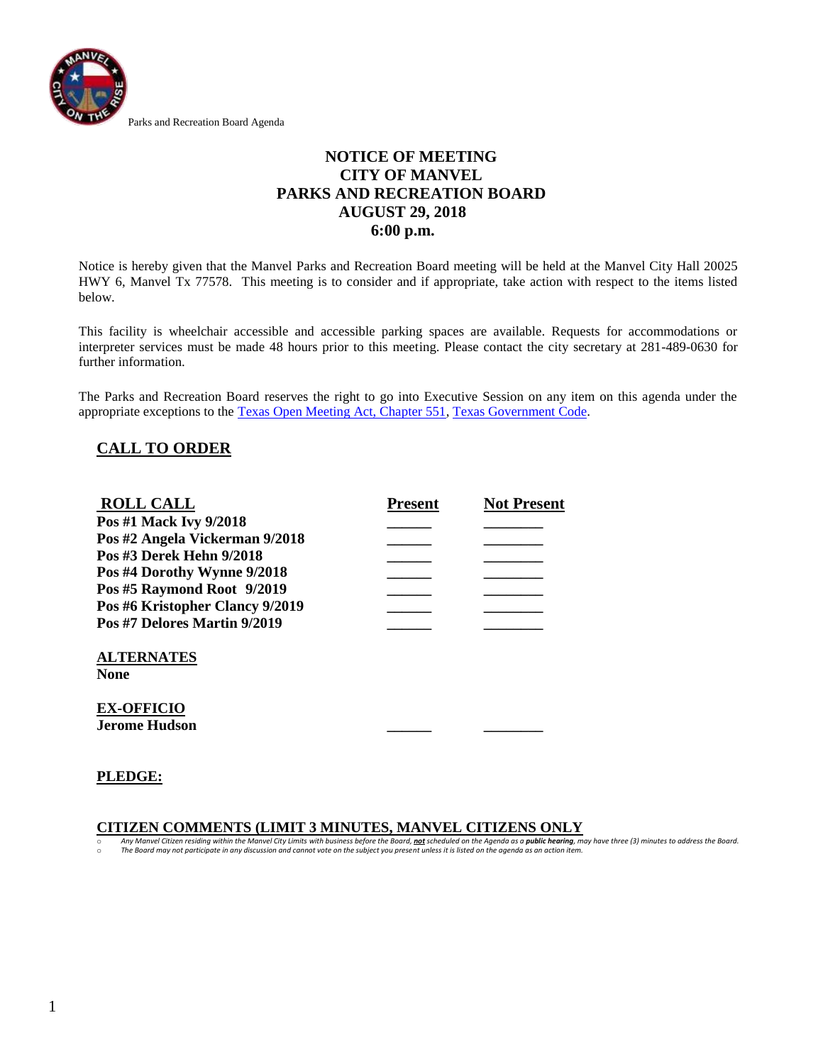Parks and Recreation Board Agenda

# NOTICE OF MEETING
# CITY OF MANVEL
# PARKS AND RECREATION BOARD
# AUGUST 29, 2018
# 6:00 p.m.

Notice is hereby given that the Manvel Parks and Recreation Board meeting will be held at the Manvel City Hall 20025 HWY 6, Manvel Tx 77578. This meeting is to consider and if appropriate, take action with respect to the items listed below.

This facility is wheelchair accessible and accessible parking spaces are available. Requests for accommodations or interpreter services must be made 48 hours prior to this meeting. Please contact the city secretary at 281-489-0630 for further information.

The Parks and Recreation Board reserves the right to go into Executive Session on any item on this agenda under the appropriate exceptions to the Texas Open Meeting Act, Chapter 551, Texas Government Code.

## CALL TO ORDER

| ROLL CALL | Present | Not Present |
|---|---|---|
| **Pos #1 Mack Ivy 9/2018** | ______ | ________ |
| **Pos #2 Angela Vickerman 9/2018** | ______ | ________ |
| **Pos #3 Derek Hehn 9/2018** | ______ | ________ |
| **Pos #4 Dorothy Wynne 9/2018** | ______ | ________ |
| **Pos #5 Raymond Root 9/2019** | ______ | ________ |
| **Pos #6 Kristopher Clancy 9/2019** | ______ | ________ |
| **Pos #7 Delores Martin 9/2019** | ______ | ________ |

**ALTERNATES**
**None**

| EX-OFFICIO | | |
|---|---|---|
| **Jerome Hudson** | ______ | ________ |

## PLEDGE:

## CITIZEN COMMENTS (LIMIT 3 MINUTES, MANVEL CITIZENS ONLY

- *Any Manvel Citizen residing within the Manvel City Limits with business before the Board, **not** scheduled on the Agenda as a **public hearing**, may have three (3) minutes to address the Board.*
- *The Board may not participate in any discussion and cannot vote on the subject you present unless it is listed on the agenda as an action item.*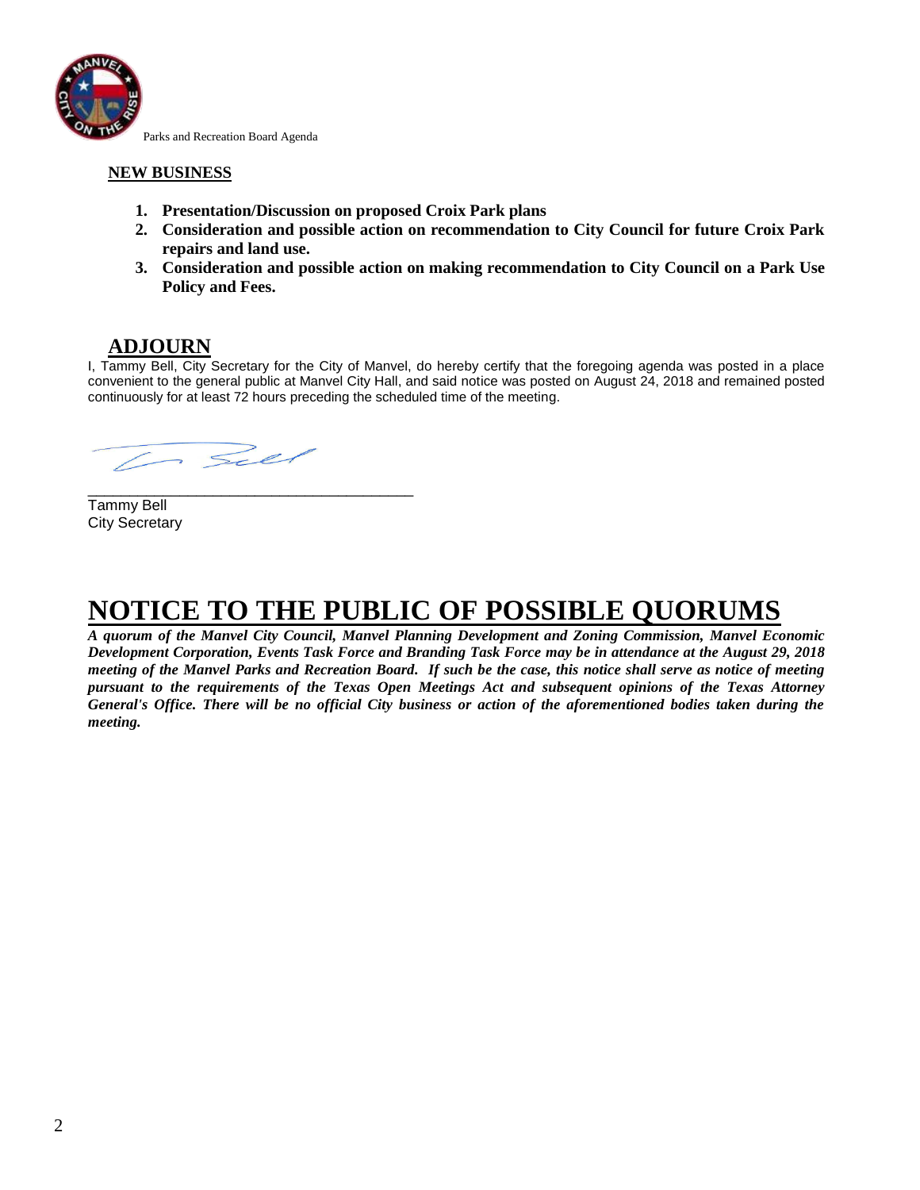## NEW BUSINESS

1. **Presentation/Discussion on proposed Croix Park plans**
2. **Consideration and possible action on recommendation to City Council for future Croix Park repairs and land use.**
3. **Consideration and possible action on making recommendation to City Council on a Park Use Policy and Fees.**

## ADJOURN

I, Tammy Bell, City Secretary for the City of Manvel, do hereby certify that the foregoing agenda was posted in a place convenient to the general public at Manvel City Hall, and said notice was posted on August 24, 2018 and remained posted continuously for at least 72 hours preceding the scheduled time of the meeting.

\_\_\_\_\_\_\_\_\_\_\_\_\_\_\_\_\_\_\_\_\_\_\_\_\_\_\_\_\_\_\_\_\_\_\_\_\_\_\_\_

Tammy Bell
City Secretary

# NOTICE TO THE PUBLIC OF POSSIBLE QUORUMS

***A quorum of the Manvel City Council, Manvel Planning Development and Zoning Commission, Manvel Economic Development Corporation, Events Task Force and Branding Task Force may be in attendance at the August 29, 2018 meeting of the Manvel Parks and Recreation Board. If such be the case, this notice shall serve as notice of meeting pursuant to the requirements of the Texas Open Meetings Act and subsequent opinions of the Texas Attorney General's Office. There will be no official City business or action of the aforementioned bodies taken during the meeting.***